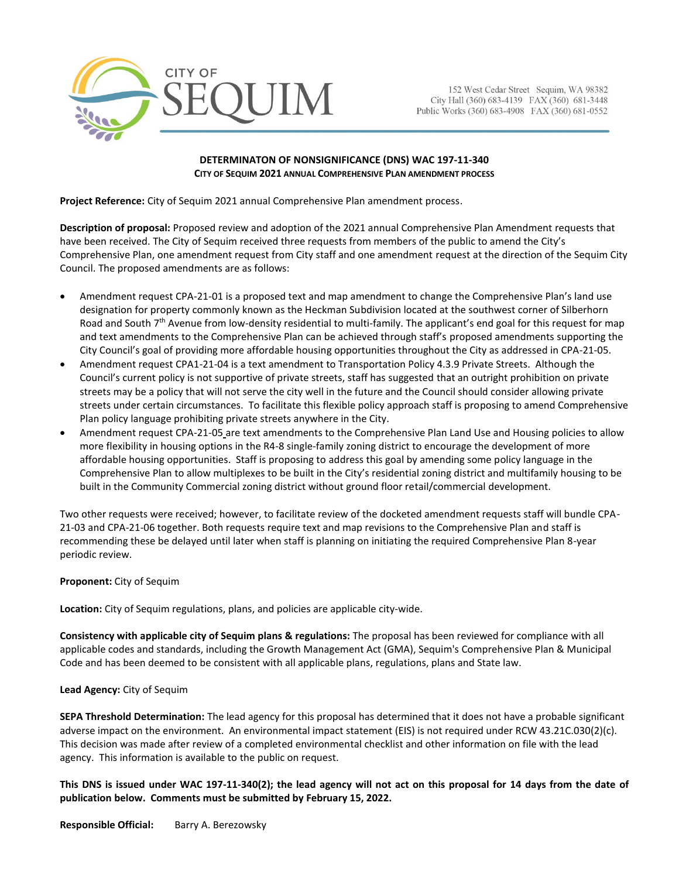CITY OF SEQUIM

152 West Cedar Street Sequim, WA 98382
City Hall (360) 683-4139 FAX (360) 681-3448
Public Works (360) 683-4908 FAX (360) 681-0552

**DETERMINATON OF NONSIGNIFICANCE (DNS) WAC 197-11-340**
**CITY OF SEQUIM 2021 ANNUAL COMPREHENSIVE PLAN AMENDMENT PROCESS**

**Project Reference:** City of Sequim 2021 annual Comprehensive Plan amendment process.

**Description of proposal:** Proposed review and adoption of the 2021 annual Comprehensive Plan Amendment requests that have been received. The City of Sequim received three requests from members of the public to amend the City's Comprehensive Plan, one amendment request from City staff and one amendment request at the direction of the Sequim City Council. The proposed amendments are as follows:

- Amendment request CPA-21-01 is a proposed text and map amendment to change the Comprehensive Plan's land use designation for property commonly known as the Heckman Subdivision located at the southwest corner of Silberhorn Road and South 7th Avenue from low-density residential to multi-family. The applicant's end goal for this request for map and text amendments to the Comprehensive Plan can be achieved through staff's proposed amendments supporting the City Council's goal of providing more affordable housing opportunities throughout the City as addressed in CPA-21-05.
- Amendment request CPA1-21-04 is a text amendment to Transportation Policy 4.3.9 Private Streets. Although the Council's current policy is not supportive of private streets, staff has suggested that an outright prohibition on private streets may be a policy that will not serve the city well in the future and the Council should consider allowing private streets under certain circumstances. To facilitate this flexible policy approach staff is proposing to amend Comprehensive Plan policy language prohibiting private streets anywhere in the City.
- Amendment request CPA-21-05 are text amendments to the Comprehensive Plan Land Use and Housing policies to allow more flexibility in housing options in the R4-8 single-family zoning district to encourage the development of more affordable housing opportunities. Staff is proposing to address this goal by amending some policy language in the Comprehensive Plan to allow multiplexes to be built in the City's residential zoning district and multifamily housing to be built in the Community Commercial zoning district without ground floor retail/commercial development.

Two other requests were received; however, to facilitate review of the docketed amendment requests staff will bundle CPA-21-03 and CPA-21-06 together. Both requests require text and map revisions to the Comprehensive Plan and staff is recommending these be delayed until later when staff is planning on initiating the required Comprehensive Plan 8-year periodic review.

**Proponent:** City of Sequim

**Location:** City of Sequim regulations, plans, and policies are applicable city-wide.

**Consistency with applicable city of Sequim plans & regulations:** The proposal has been reviewed for compliance with all applicable codes and standards, including the Growth Management Act (GMA), Sequim's Comprehensive Plan & Municipal Code and has been deemed to be consistent with all applicable plans, regulations, plans and State law.

**Lead Agency:** City of Sequim

**SEPA Threshold Determination:** The lead agency for this proposal has determined that it does not have a probable significant adverse impact on the environment. An environmental impact statement (EIS) is not required under RCW 43.21C.030(2)(c). This decision was made after review of a completed environmental checklist and other information on file with the lead agency. This information is available to the public on request.

**This DNS is issued under WAC 197-11-340(2); the lead agency will not act on this proposal for 14 days from the date of publication below. Comments must be submitted by February 15, 2022.**

**Responsible Official:** Barry A. Berezowsky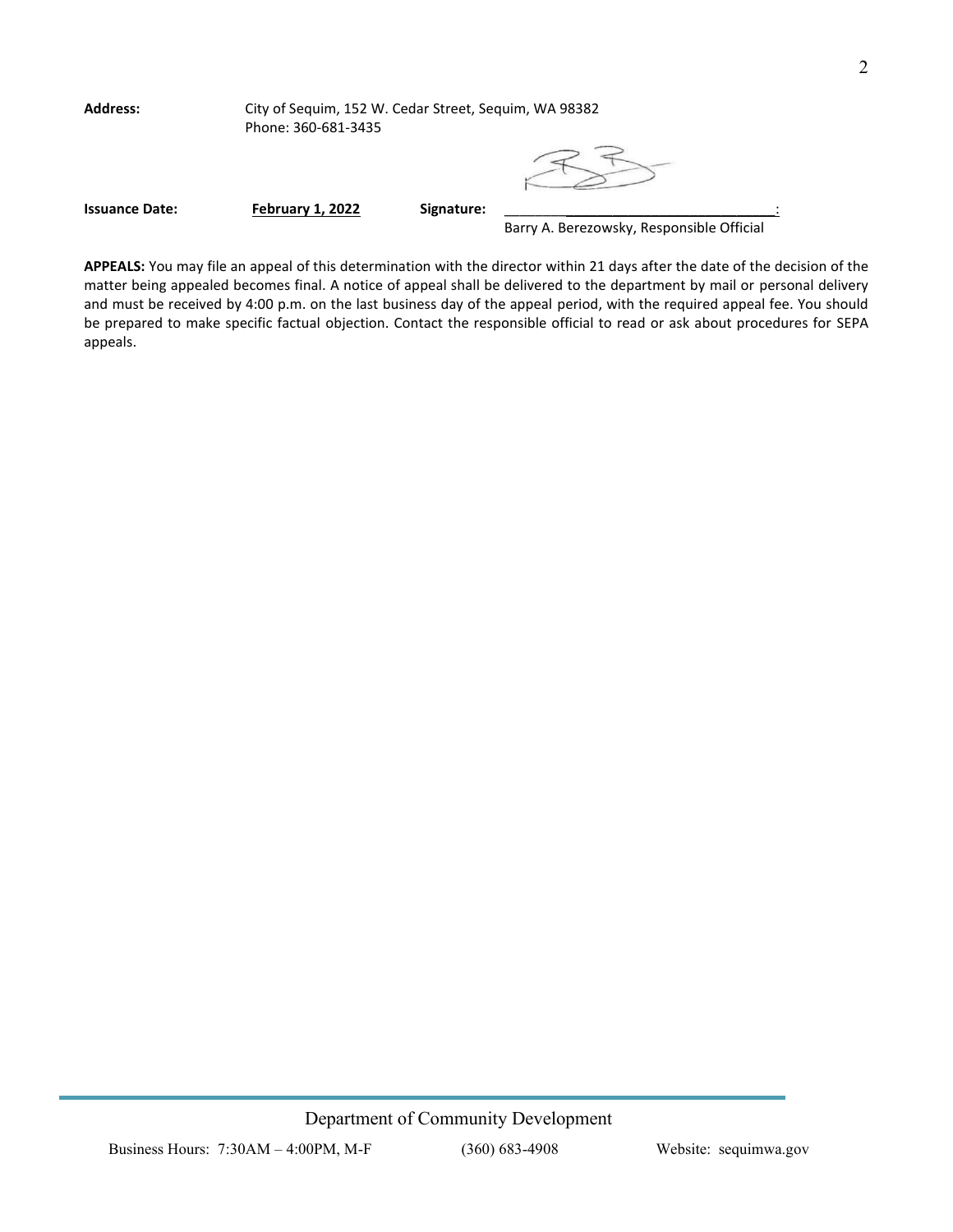**Address:** City of Sequim, 152 W. Cedar Street, Sequim, WA 98382
Phone: 360-681-3435

**Issuance Date:** **February 1, 2022** **Signature:** ______________________________:
Barry A. Berezowsky, Responsible Official

**APPEALS:** You may file an appeal of this determination with the director within 21 days after the date of the decision of the matter being appealed becomes final. A notice of appeal shall be delivered to the department by mail or personal delivery and must be received by 4:00 p.m. on the last business day of the appeal period, with the required appeal fee. You should be prepared to make specific factual objection. Contact the responsible official to read or ask about procedures for SEPA appeals.

Department of Community Development

Business Hours: 7:30AM – 4:00PM, M-F (360) 683-4908 Website: sequimwa.gov